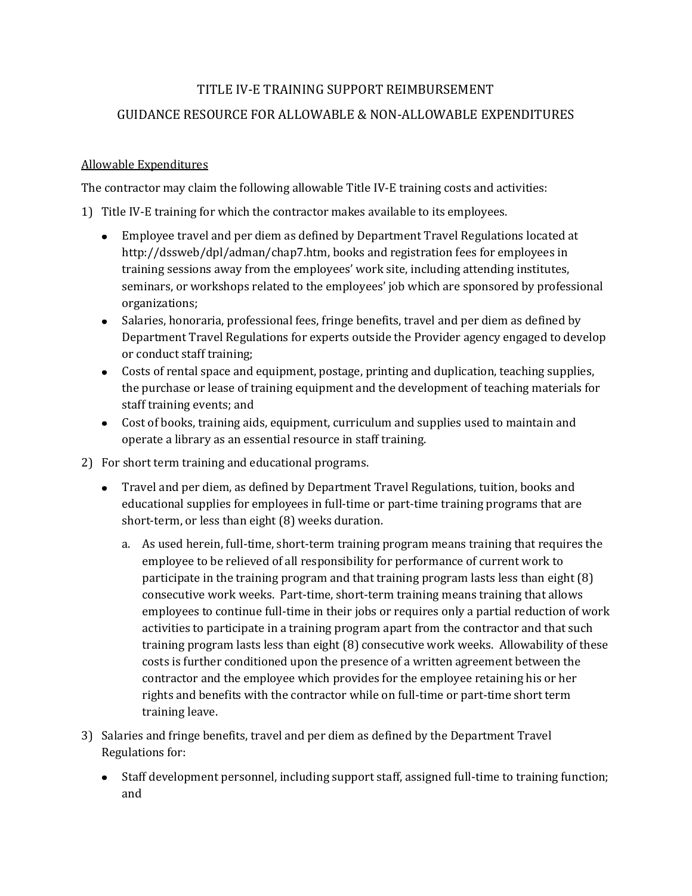# TITLE IV-E TRAINING SUPPORT REIMBURSEMENT

## GUIDANCE RESOURCE FOR ALLOWABLE & NON-ALLOWABLE EXPENDITURES

<u>Allowable Expenditures</u>

The contractor may claim the following allowable Title IV-E training costs and activities:

1) Title IV-E training for which the contractor makes available to its employees.
   - Employee travel and per diem as defined by Department Travel Regulations located at http://dssweb/dpl/adman/chap7.htm, books and registration fees for employees in training sessions away from the employees' work site, including attending institutes, seminars, or workshops related to the employees' job which are sponsored by professional organizations;
   - Salaries, honoraria, professional fees, fringe benefits, travel and per diem as defined by Department Travel Regulations for experts outside the Provider agency engaged to develop or conduct staff training;
   - Costs of rental space and equipment, postage, printing and duplication, teaching supplies, the purchase or lease of training equipment and the development of teaching materials for staff training events; and
   - Cost of books, training aids, equipment, curriculum and supplies used to maintain and operate a library as an essential resource in staff training.
2) For short term training and educational programs.
   - Travel and per diem, as defined by Department Travel Regulations, tuition, books and educational supplies for employees in full-time or part-time training programs that are short-term, or less than eight (8) weeks duration.
     a. As used herein, full-time, short-term training program means training that requires the employee to be relieved of all responsibility for performance of current work to participate in the training program and that training program lasts less than eight (8) consecutive work weeks. Part-time, short-term training means training that allows employees to continue full-time in their jobs or requires only a partial reduction of work activities to participate in a training program apart from the contractor and that such training program lasts less than eight (8) consecutive work weeks. Allowability of these costs is further conditioned upon the presence of a written agreement between the contractor and the employee which provides for the employee retaining his or her rights and benefits with the contractor while on full-time or part-time short term training leave.
3) Salaries and fringe benefits, travel and per diem as defined by the Department Travel Regulations for:
   - Staff development personnel, including support staff, assigned full-time to training function; and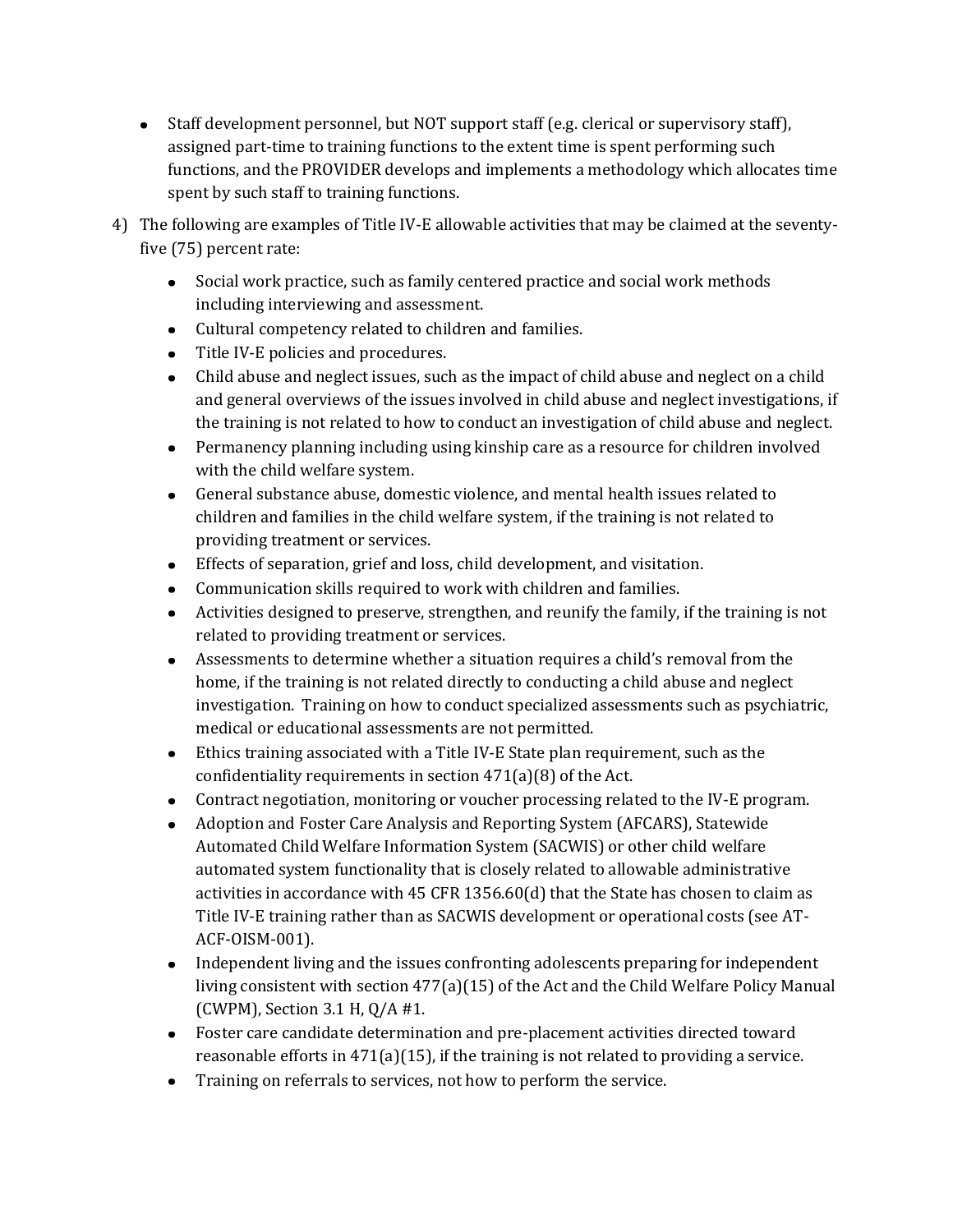- Staff development personnel, but NOT support staff (e.g. clerical or supervisory staff), assigned part-time to training functions to the extent time is spent performing such functions, and the PROVIDER develops and implements a methodology which allocates time spent by such staff to training functions.

4) The following are examples of Title IV-E allowable activities that may be claimed at the seventy-five (75) percent rate:

    - Social work practice, such as family centered practice and social work methods including interviewing and assessment.
    - Cultural competency related to children and families.
    - Title IV-E policies and procedures.
    - Child abuse and neglect issues, such as the impact of child abuse and neglect on a child and general overviews of the issues involved in child abuse and neglect investigations, if the training is not related to how to conduct an investigation of child abuse and neglect.
    - Permanency planning including using kinship care as a resource for children involved with the child welfare system.
    - General substance abuse, domestic violence, and mental health issues related to children and families in the child welfare system, if the training is not related to providing treatment or services.
    - Effects of separation, grief and loss, child development, and visitation.
    - Communication skills required to work with children and families.
    - Activities designed to preserve, strengthen, and reunify the family, if the training is not related to providing treatment or services.
    - Assessments to determine whether a situation requires a child's removal from the home, if the training is not related directly to conducting a child abuse and neglect investigation. Training on how to conduct specialized assessments such as psychiatric, medical or educational assessments are not permitted.
    - Ethics training associated with a Title IV-E State plan requirement, such as the confidentiality requirements in section 471(a)(8) of the Act.
    - Contract negotiation, monitoring or voucher processing related to the IV-E program.
    - Adoption and Foster Care Analysis and Reporting System (AFCARS), Statewide Automated Child Welfare Information System (SACWIS) or other child welfare automated system functionality that is closely related to allowable administrative activities in accordance with 45 CFR 1356.60(d) that the State has chosen to claim as Title IV-E training rather than as SACWIS development or operational costs (see AT-ACF-OISM-001).
    - Independent living and the issues confronting adolescents preparing for independent living consistent with section 477(a)(15) of the Act and the Child Welfare Policy Manual (CWPM), Section 3.1 H, Q/A #1.
    - Foster care candidate determination and pre-placement activities directed toward reasonable efforts in 471(a)(15), if the training is not related to providing a service.
    - Training on referrals to services, not how to perform the service.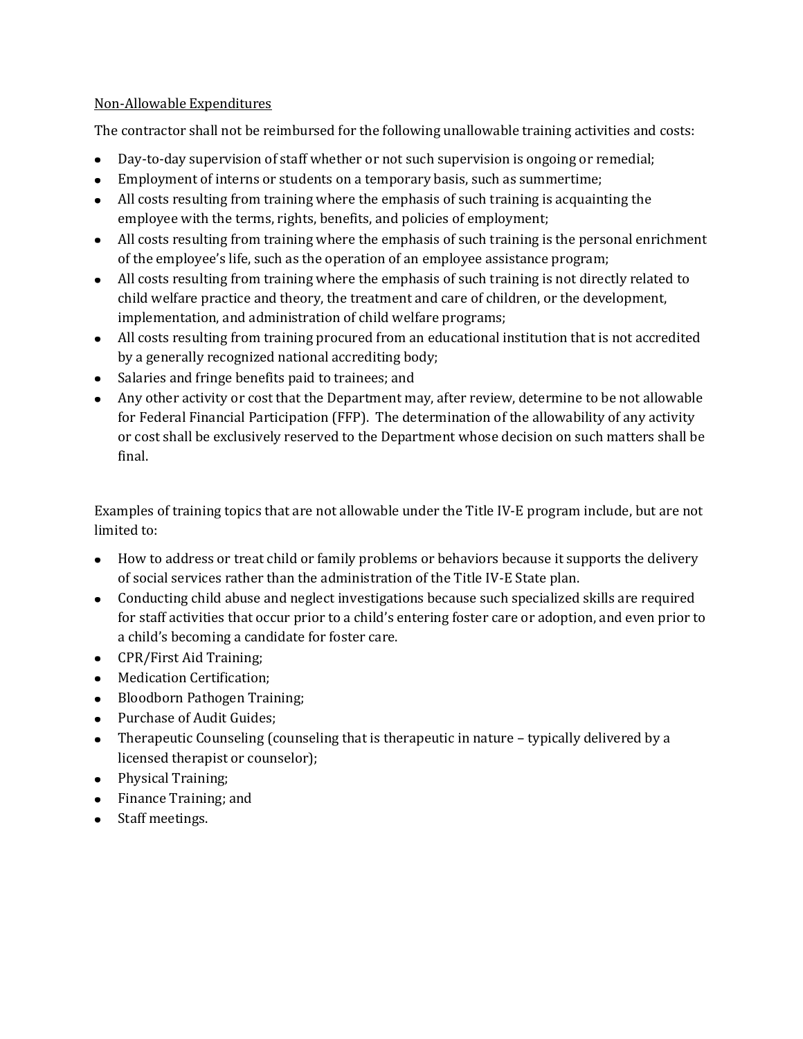Non-Allowable Expenditures

The contractor shall not be reimbursed for the following unallowable training activities and costs:

- Day-to-day supervision of staff whether or not such supervision is ongoing or remedial;
- Employment of interns or students on a temporary basis, such as summertime;
- All costs resulting from training where the emphasis of such training is acquainting the employee with the terms, rights, benefits, and policies of employment;
- All costs resulting from training where the emphasis of such training is the personal enrichment of the employee's life, such as the operation of an employee assistance program;
- All costs resulting from training where the emphasis of such training is not directly related to child welfare practice and theory, the treatment and care of children, or the development, implementation, and administration of child welfare programs;
- All costs resulting from training procured from an educational institution that is not accredited by a generally recognized national accrediting body;
- Salaries and fringe benefits paid to trainees; and
- Any other activity or cost that the Department may, after review, determine to be not allowable for Federal Financial Participation (FFP). The determination of the allowability of any activity or cost shall be exclusively reserved to the Department whose decision on such matters shall be final.

Examples of training topics that are not allowable under the Title IV-E program include, but are not limited to:

- How to address or treat child or family problems or behaviors because it supports the delivery of social services rather than the administration of the Title IV-E State plan.
- Conducting child abuse and neglect investigations because such specialized skills are required for staff activities that occur prior to a child's entering foster care or adoption, and even prior to a child's becoming a candidate for foster care.
- CPR/First Aid Training;
- Medication Certification;
- Bloodborn Pathogen Training;
- Purchase of Audit Guides;
- Therapeutic Counseling (counseling that is therapeutic in nature – typically delivered by a licensed therapist or counselor);
- Physical Training;
- Finance Training; and
- Staff meetings.